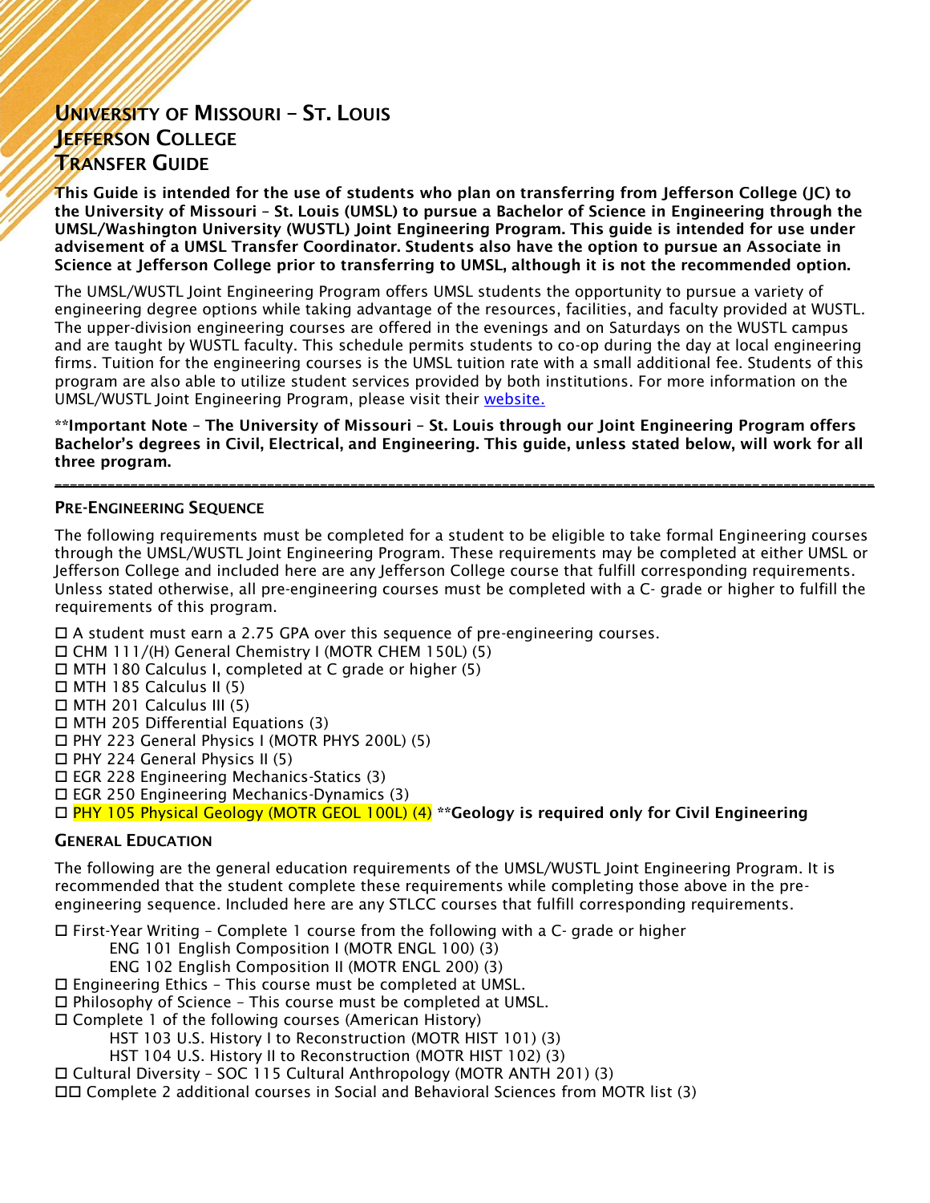# University of Missouri – St. Louis
# Jefferson College
# Transfer Guide

**This Guide is intended for the use of students who plan on transferring from Jefferson College (JC) to the University of Missouri – St. Louis (UMSL) to pursue a Bachelor of Science in Engineering through the UMSL/Washington University (WUSTL) Joint Engineering Program. This guide is intended for use under advisement of a UMSL Transfer Coordinator. Students also have the option to pursue an Associate in Science at Jefferson College prior to transferring to UMSL, although it is not the recommended option.**

The UMSL/WUSTL Joint Engineering Program offers UMSL students the opportunity to pursue a variety of engineering degree options while taking advantage of the resources, facilities, and faculty provided at WUSTL. The upper-division engineering courses are offered in the evenings and on Saturdays on the WUSTL campus and are taught by WUSTL faculty. This schedule permits students to co-op during the day at local engineering firms. Tuition for the engineering courses is the UMSL tuition rate with a small additional fee. Students of this program are also able to utilize student services provided by both institutions. For more information on the UMSL/WUSTL Joint Engineering Program, please visit their [website.]()

**\*\*Important Note – The University of Missouri – St. Louis through our Joint Engineering Program offers Bachelor's degrees in Civil, Electrical, and Engineering. This guide, unless stated below, will work for all three program.**

---

## Pre-Engineering Sequence

The following requirements must be completed for a student to be eligible to take formal Engineering courses through the UMSL/WUSTL Joint Engineering Program. These requirements may be completed at either UMSL or Jefferson College and included here are any Jefferson College course that fulfill corresponding requirements. Unless stated otherwise, all pre-engineering courses must be completed with a C- grade or higher to fulfill the requirements of this program.

- ☐ A student must earn a 2.75 GPA over this sequence of pre-engineering courses.
- ☐ CHM 111/(H) General Chemistry I (MOTR CHEM 150L) (5)
- ☐ MTH 180 Calculus I, completed at C grade or higher (5)
- ☐ MTH 185 Calculus II (5)
- ☐ MTH 201 Calculus III (5)
- ☐ MTH 205 Differential Equations (3)
- ☐ PHY 223 General Physics I (MOTR PHYS 200L) (5)
- ☐ PHY 224 General Physics II (5)
- ☐ EGR 228 Engineering Mechanics-Statics (3)
- ☐ EGR 250 Engineering Mechanics-Dynamics (3)
- ☐ PHY 105 Physical Geology (MOTR GEOL 100L) (4) **\*\*Geology is required only for Civil Engineering**

## General Education

The following are the general education requirements of the UMSL/WUSTL Joint Engineering Program. It is recommended that the student complete these requirements while completing those above in the pre-engineering sequence. Included here are any STLCC courses that fulfill corresponding requirements.

- ☐ First-Year Writing – Complete 1 course from the following with a C- grade or higher
  - ENG 101 English Composition I (MOTR ENGL 100) (3)
  - ENG 102 English Composition II (MOTR ENGL 200) (3)
- ☐ Engineering Ethics – This course must be completed at UMSL.
- ☐ Philosophy of Science – This course must be completed at UMSL.
- ☐ Complete 1 of the following courses (American History)
  - HST 103 U.S. History I to Reconstruction (MOTR HIST 101) (3)
  - HST 104 U.S. History II to Reconstruction (MOTR HIST 102) (3)
- ☐ Cultural Diversity – SOC 115 Cultural Anthropology (MOTR ANTH 201) (3)
- ☐☐ Complete 2 additional courses in Social and Behavioral Sciences from MOTR list (3)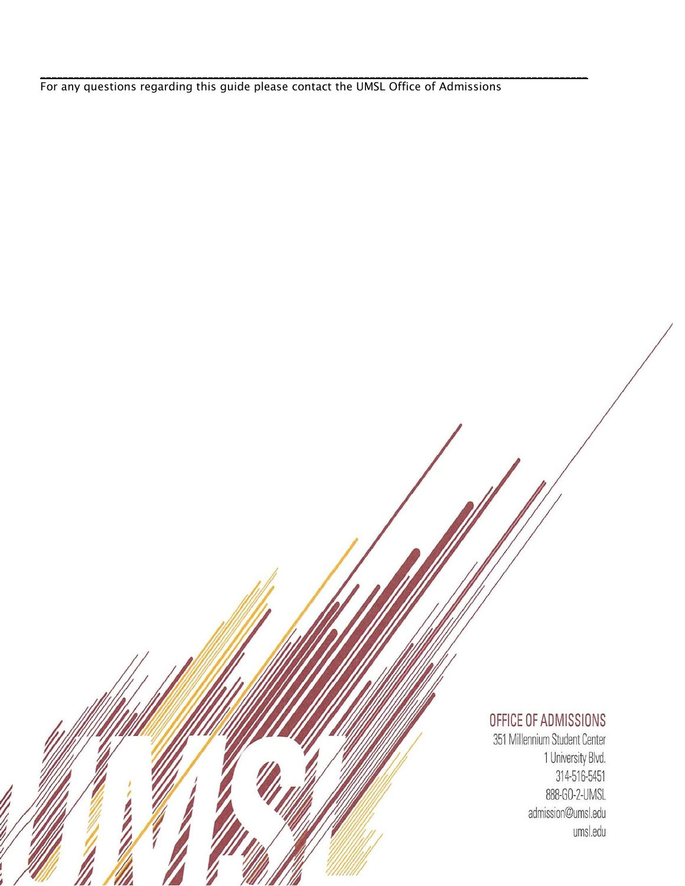For any questions regarding this guide please contact the UMSL Office of Admissions

OFFICE OF ADMISSIONS
351 Millennium Student Center
1 University Blvd.
314-516-5451
888-GO-2-UMSL
admission@umsl.edu
umsl.edu